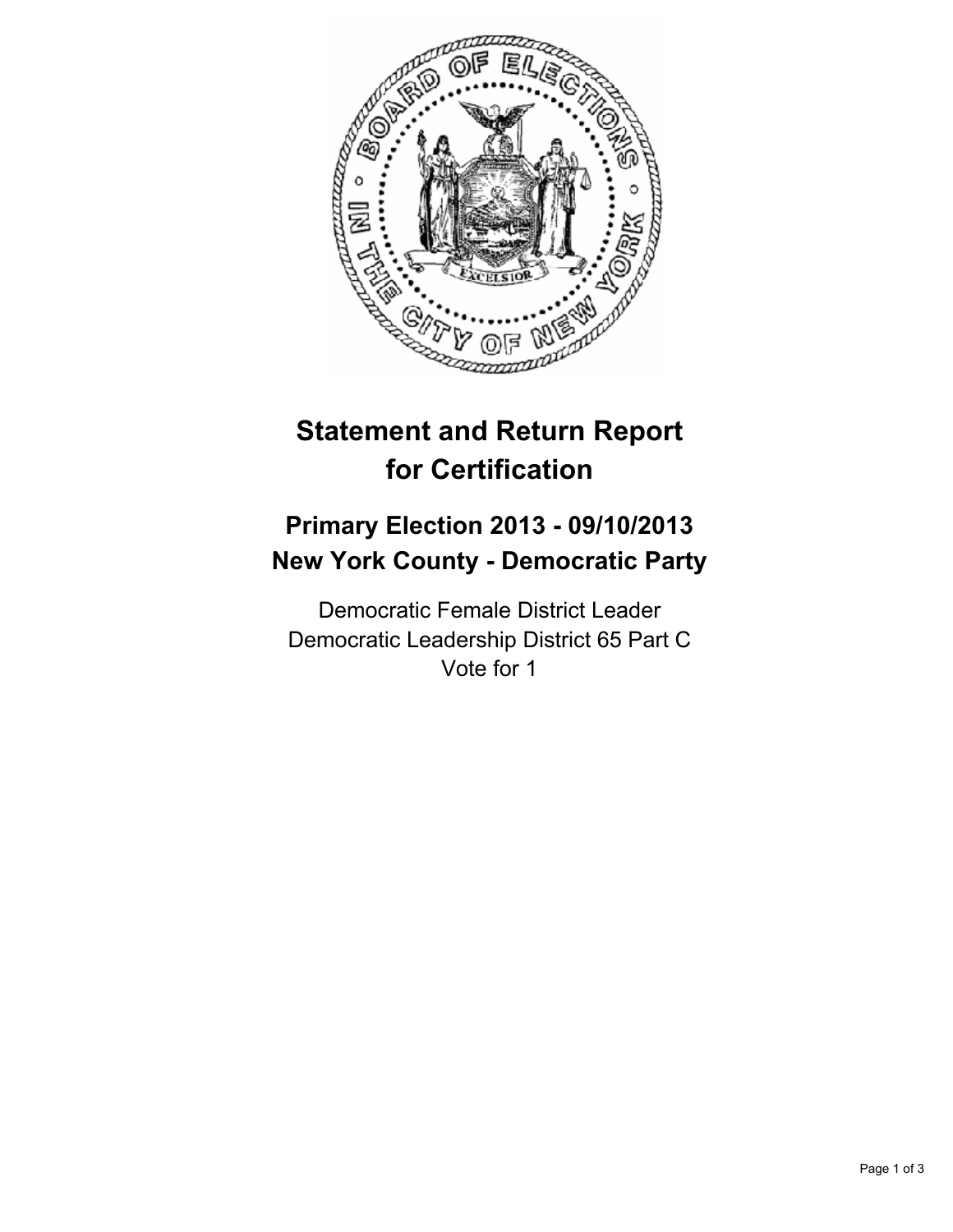# Statement and Return Report for Certification

## Primary Election 2013 - 09/10/2013
## New York County - Democratic Party

Democratic Female District Leader
Democratic Leadership District 65 Part C
Vote for 1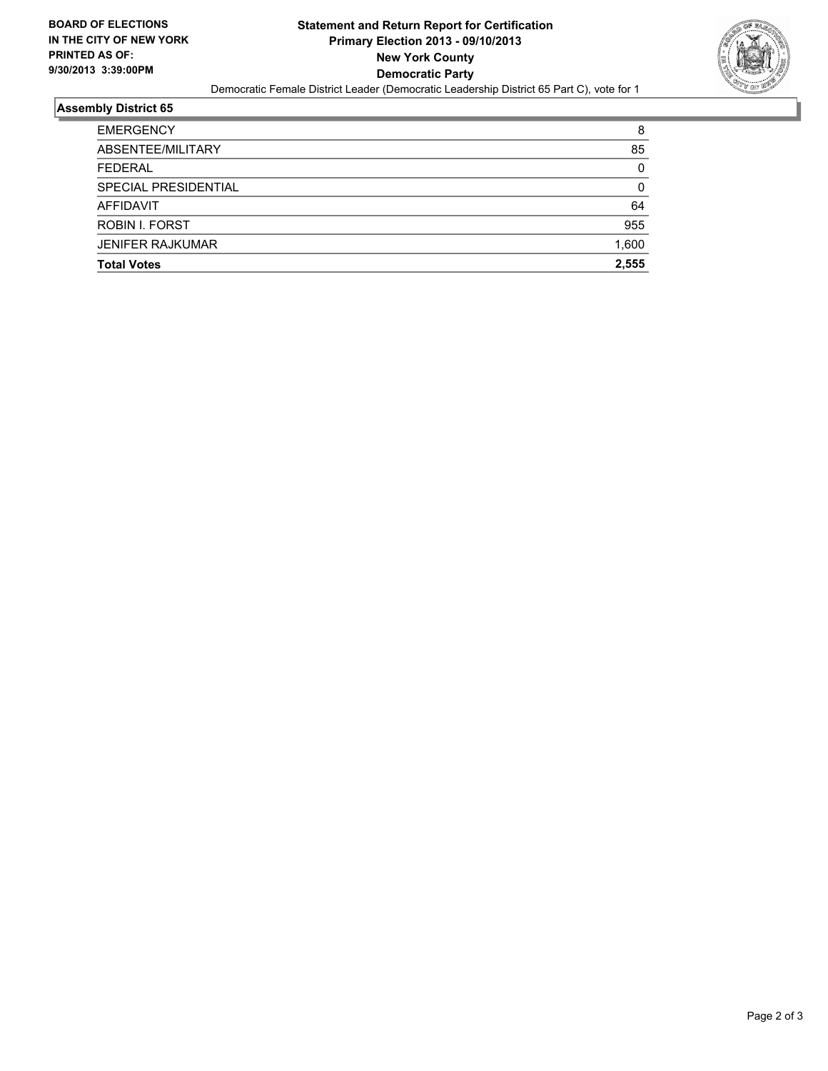**BOARD OF ELECTIONS IN THE CITY OF NEW YORK PRINTED AS OF: 9/30/2013 3:39:00PM**

# Statement and Return Report for Certification
## Primary Election 2013 - 09/10/2013
## New York County
## Democratic Party

Democratic Female District Leader (Democratic Leadership District 65 Part C), vote for 1

### Assembly District 65

| | |
|---|---|
| EMERGENCY | 8 |
| ABSENTEE/MILITARY | 85 |
| FEDERAL | 0 |
| SPECIAL PRESIDENTIAL | 0 |
| AFFIDAVIT | 64 |
| ROBIN I. FORST | 955 |
| JENIFER RAJKUMAR | 1,600 |
| **Total Votes** | **2,555** |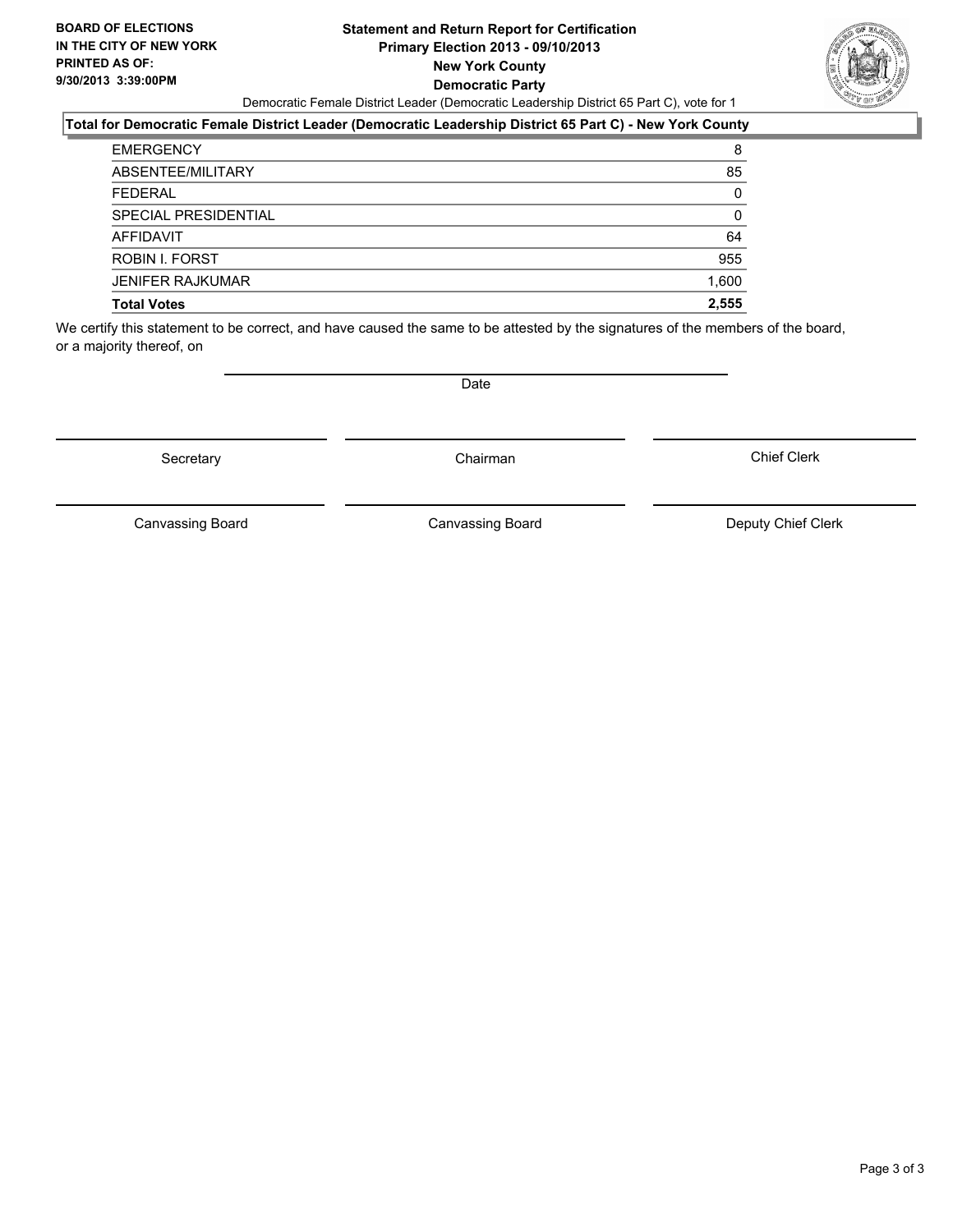**BOARD OF ELECTIONS IN THE CITY OF NEW YORK PRINTED AS OF: 9/30/2013 3:39:00PM**

**Statement and Return Report for Certification Primary Election 2013 - 09/10/2013 New York County Democratic Party**

Democratic Female District Leader (Democratic Leadership District 65 Part C), vote for 1

**Total for Democratic Female District Leader (Democratic Leadership District 65 Part C) - New York County**

| | |
|---|---|
| EMERGENCY | 8 |
| ABSENTEE/MILITARY | 85 |
| FEDERAL | 0 |
| SPECIAL PRESIDENTIAL | 0 |
| AFFIDAVIT | 64 |
| ROBIN I. FORST | 955 |
| JENIFER RAJKUMAR | 1,600 |
| **Total Votes** | **2,555** |

We certify this statement to be correct, and have caused the same to be attested by the signatures of the members of the board, or a majority thereof, on

Date

Secretary | Chairman | Chief Clerk

Canvassing Board | Canvassing Board | Deputy Chief Clerk